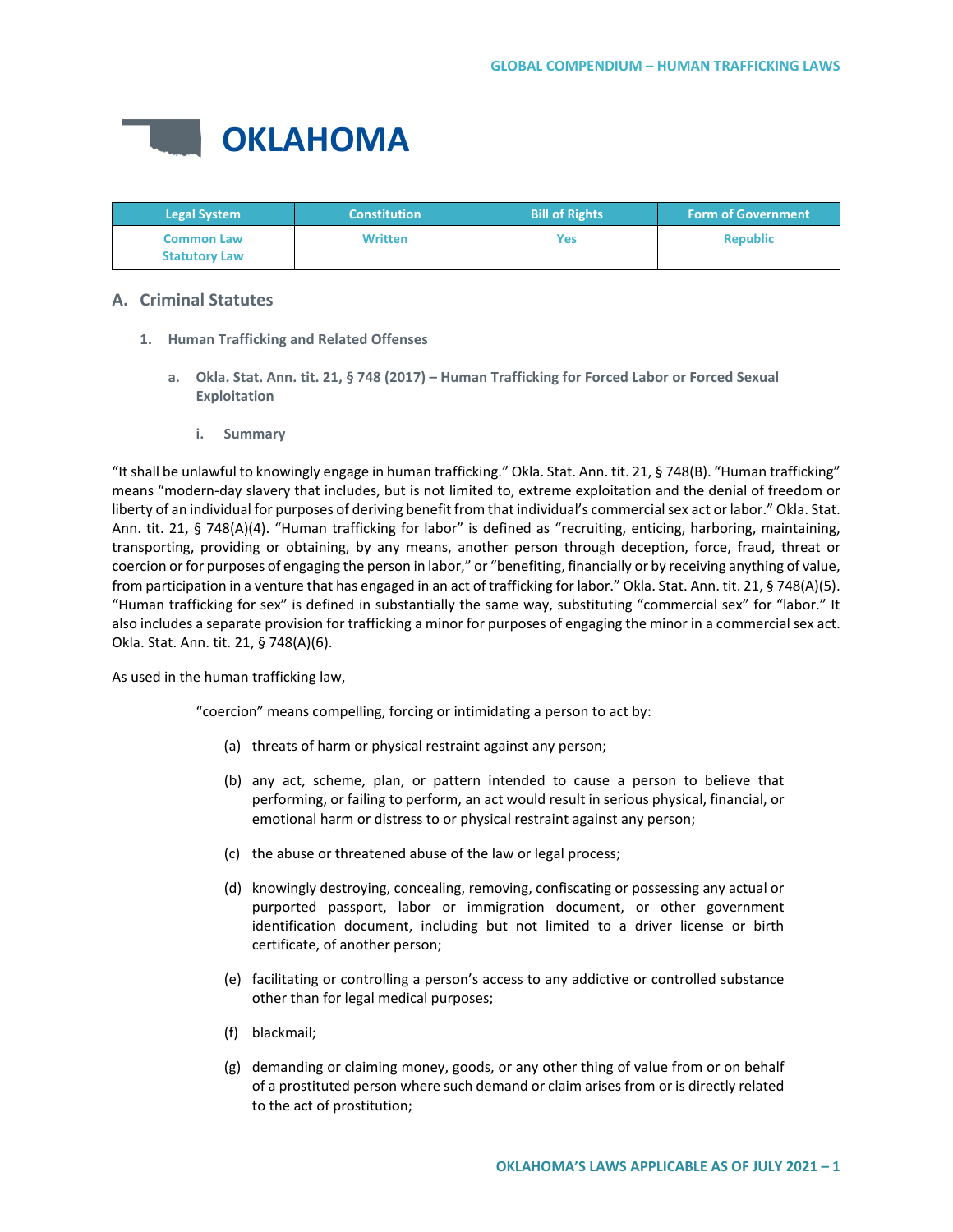# OKLAHOMA

| Legal System | Constitution | Bill of Rights | Form of Government |
| --- | --- | --- | --- |
| Common Law<br>Statutory Law | Written | Yes | Republic |

## A. Criminal Statutes

### 1. Human Trafficking and Related Offenses

#### a. Okla. Stat. Ann. tit. 21, § 748 (2017) – Human Trafficking for Forced Labor or Forced Sexual Exploitation

##### i. Summary

"It shall be unlawful to knowingly engage in human trafficking." Okla. Stat. Ann. tit. 21, § 748(B). "Human trafficking" means "modern-day slavery that includes, but is not limited to, extreme exploitation and the denial of freedom or liberty of an individual for purposes of deriving benefit from that individual's commercial sex act or labor." Okla. Stat. Ann. tit. 21, § 748(A)(4). "Human trafficking for labor" is defined as "recruiting, enticing, harboring, maintaining, transporting, providing or obtaining, by any means, another person through deception, force, fraud, threat or coercion or for purposes of engaging the person in labor," or "benefiting, financially or by receiving anything of value, from participation in a venture that has engaged in an act of trafficking for labor." Okla. Stat. Ann. tit. 21, § 748(A)(5). "Human trafficking for sex" is defined in substantially the same way, substituting "commercial sex" for "labor." It also includes a separate provision for trafficking a minor for purposes of engaging the minor in a commercial sex act. Okla. Stat. Ann. tit. 21, § 748(A)(6).

As used in the human trafficking law,

> "coercion" means compelling, forcing or intimidating a person to act by:
>
> (a) threats of harm or physical restraint against any person;
>
> (b) any act, scheme, plan, or pattern intended to cause a person to believe that performing, or failing to perform, an act would result in serious physical, financial, or emotional harm or distress to or physical restraint against any person;
>
> (c) the abuse or threatened abuse of the law or legal process;
>
> (d) knowingly destroying, concealing, removing, confiscating or possessing any actual or purported passport, labor or immigration document, or other government identification document, including but not limited to a driver license or birth certificate, of another person;
>
> (e) facilitating or controlling a person's access to any addictive or controlled substance other than for legal medical purposes;
>
> (f) blackmail;
>
> (g) demanding or claiming money, goods, or any other thing of value from or on behalf of a prostituted person where such demand or claim arises from or is directly related to the act of prostitution;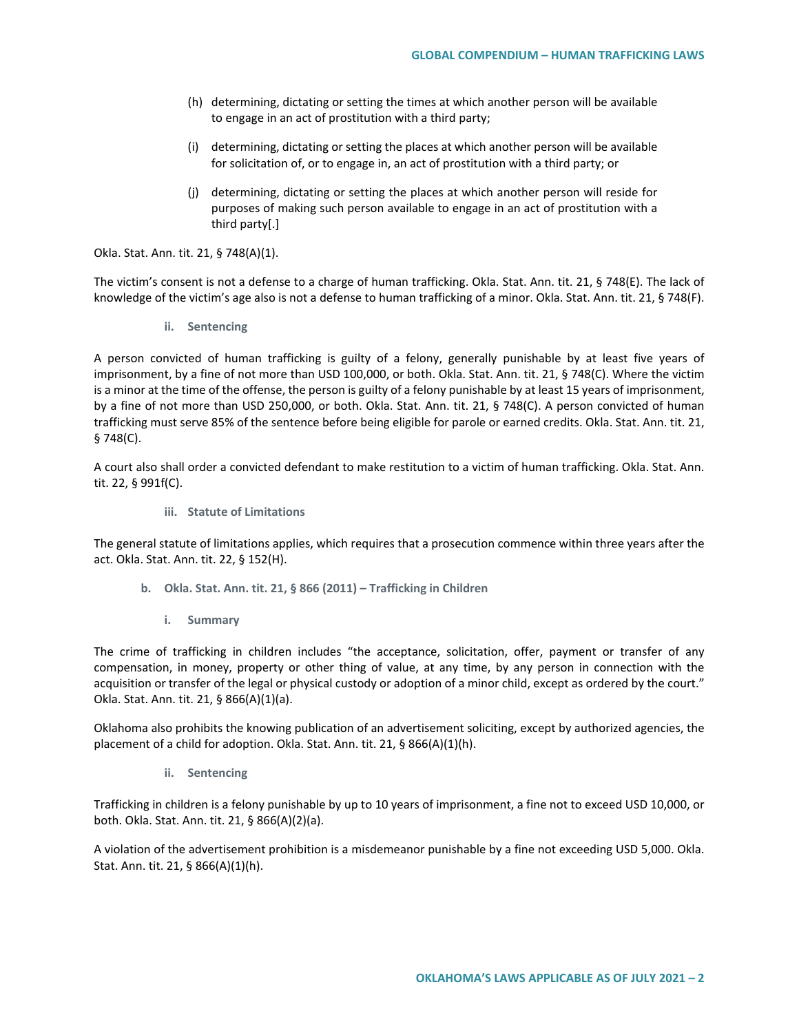(h) determining, dictating or setting the times at which another person will be available to engage in an act of prostitution with a third party;

(i) determining, dictating or setting the places at which another person will be available for solicitation of, or to engage in, an act of prostitution with a third party; or

(j) determining, dictating or setting the places at which another person will reside for purposes of making such person available to engage in an act of prostitution with a third party[.]

Okla. Stat. Ann. tit. 21, § 748(A)(1).

The victim's consent is not a defense to a charge of human trafficking. Okla. Stat. Ann. tit. 21, § 748(E). The lack of knowledge of the victim's age also is not a defense to human trafficking of a minor. Okla. Stat. Ann. tit. 21, § 748(F).

#### ii. Sentencing

A person convicted of human trafficking is guilty of a felony, generally punishable by at least five years of imprisonment, by a fine of not more than USD 100,000, or both. Okla. Stat. Ann. tit. 21, § 748(C). Where the victim is a minor at the time of the offense, the person is guilty of a felony punishable by at least 15 years of imprisonment, by a fine of not more than USD 250,000, or both. Okla. Stat. Ann. tit. 21, § 748(C). A person convicted of human trafficking must serve 85% of the sentence before being eligible for parole or earned credits. Okla. Stat. Ann. tit. 21, § 748(C).

A court also shall order a convicted defendant to make restitution to a victim of human trafficking. Okla. Stat. Ann. tit. 22, § 991f(C).

#### iii. Statute of Limitations

The general statute of limitations applies, which requires that a prosecution commence within three years after the act. Okla. Stat. Ann. tit. 22, § 152(H).

### b. Okla. Stat. Ann. tit. 21, § 866 (2011) – Trafficking in Children

#### i. Summary

The crime of trafficking in children includes "the acceptance, solicitation, offer, payment or transfer of any compensation, in money, property or other thing of value, at any time, by any person in connection with the acquisition or transfer of the legal or physical custody or adoption of a minor child, except as ordered by the court." Okla. Stat. Ann. tit. 21, § 866(A)(1)(a).

Oklahoma also prohibits the knowing publication of an advertisement soliciting, except by authorized agencies, the placement of a child for adoption. Okla. Stat. Ann. tit. 21, § 866(A)(1)(h).

#### ii. Sentencing

Trafficking in children is a felony punishable by up to 10 years of imprisonment, a fine not to exceed USD 10,000, or both. Okla. Stat. Ann. tit. 21, § 866(A)(2)(a).

A violation of the advertisement prohibition is a misdemeanor punishable by a fine not exceeding USD 5,000. Okla. Stat. Ann. tit. 21, § 866(A)(1)(h).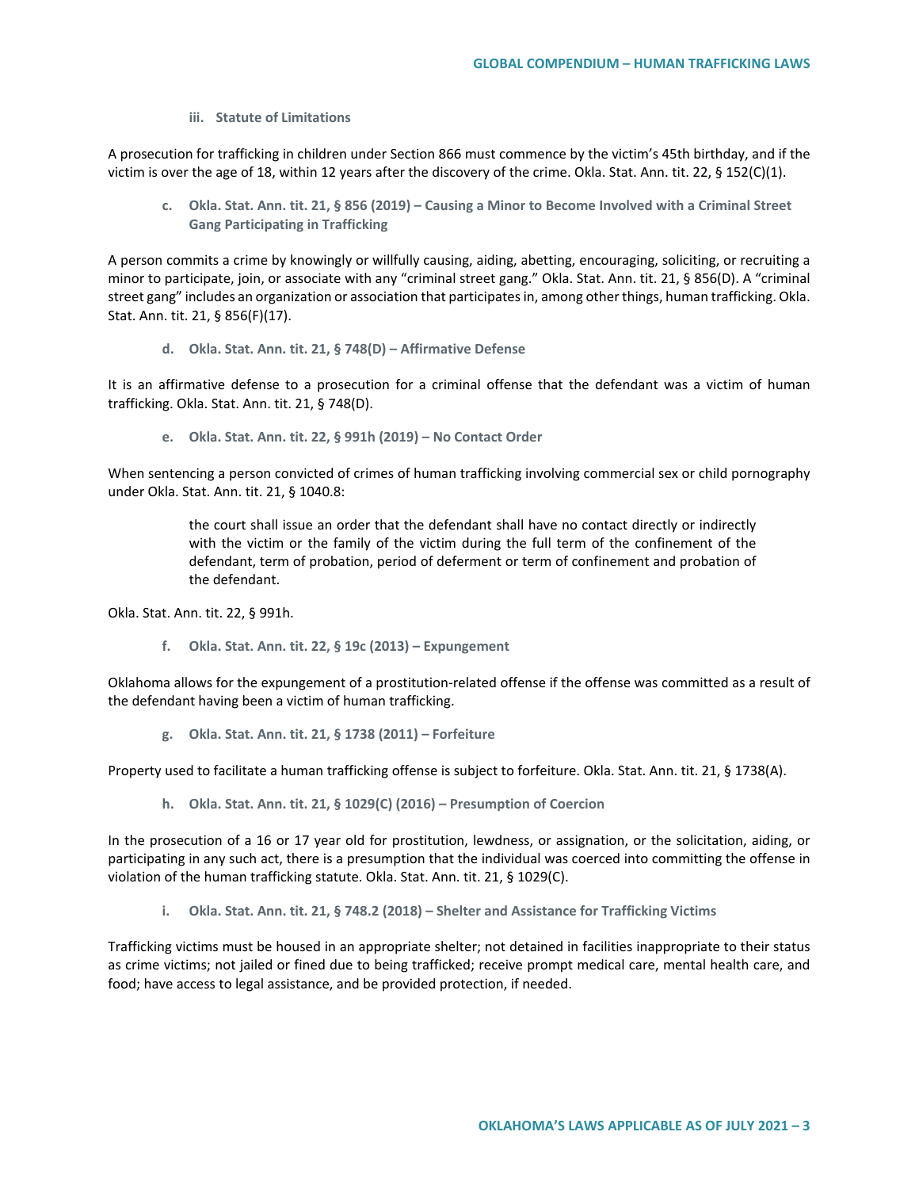#### iii. Statute of Limitations

A prosecution for trafficking in children under Section 866 must commence by the victim's 45th birthday, and if the victim is over the age of 18, within 12 years after the discovery of the crime. Okla. Stat. Ann. tit. 22, § 152(C)(1).

### c. Okla. Stat. Ann. tit. 21, § 856 (2019) – Causing a Minor to Become Involved with a Criminal Street Gang Participating in Trafficking

A person commits a crime by knowingly or willfully causing, aiding, abetting, encouraging, soliciting, or recruiting a minor to participate, join, or associate with any "criminal street gang." Okla. Stat. Ann. tit. 21, § 856(D). A "criminal street gang" includes an organization or association that participates in, among other things, human trafficking. Okla. Stat. Ann. tit. 21, § 856(F)(17).

### d. Okla. Stat. Ann. tit. 21, § 748(D) – Affirmative Defense

It is an affirmative defense to a prosecution for a criminal offense that the defendant was a victim of human trafficking. Okla. Stat. Ann. tit. 21, § 748(D).

### e. Okla. Stat. Ann. tit. 22, § 991h (2019) – No Contact Order

When sentencing a person convicted of crimes of human trafficking involving commercial sex or child pornography under Okla. Stat. Ann. tit. 21, § 1040.8:

> the court shall issue an order that the defendant shall have no contact directly or indirectly with the victim or the family of the victim during the full term of the confinement of the defendant, term of probation, period of deferment or term of confinement and probation of the defendant.

Okla. Stat. Ann. tit. 22, § 991h.

### f. Okla. Stat. Ann. tit. 22, § 19c (2013) – Expungement

Oklahoma allows for the expungement of a prostitution-related offense if the offense was committed as a result of the defendant having been a victim of human trafficking.

### g. Okla. Stat. Ann. tit. 21, § 1738 (2011) – Forfeiture

Property used to facilitate a human trafficking offense is subject to forfeiture. Okla. Stat. Ann. tit. 21, § 1738(A).

### h. Okla. Stat. Ann. tit. 21, § 1029(C) (2016) – Presumption of Coercion

In the prosecution of a 16 or 17 year old for prostitution, lewdness, or assignation, or the solicitation, aiding, or participating in any such act, there is a presumption that the individual was coerced into committing the offense in violation of the human trafficking statute. Okla. Stat. Ann. tit. 21, § 1029(C).

### i. Okla. Stat. Ann. tit. 21, § 748.2 (2018) – Shelter and Assistance for Trafficking Victims

Trafficking victims must be housed in an appropriate shelter; not detained in facilities inappropriate to their status as crime victims; not jailed or fined due to being trafficked; receive prompt medical care, mental health care, and food; have access to legal assistance, and be provided protection, if needed.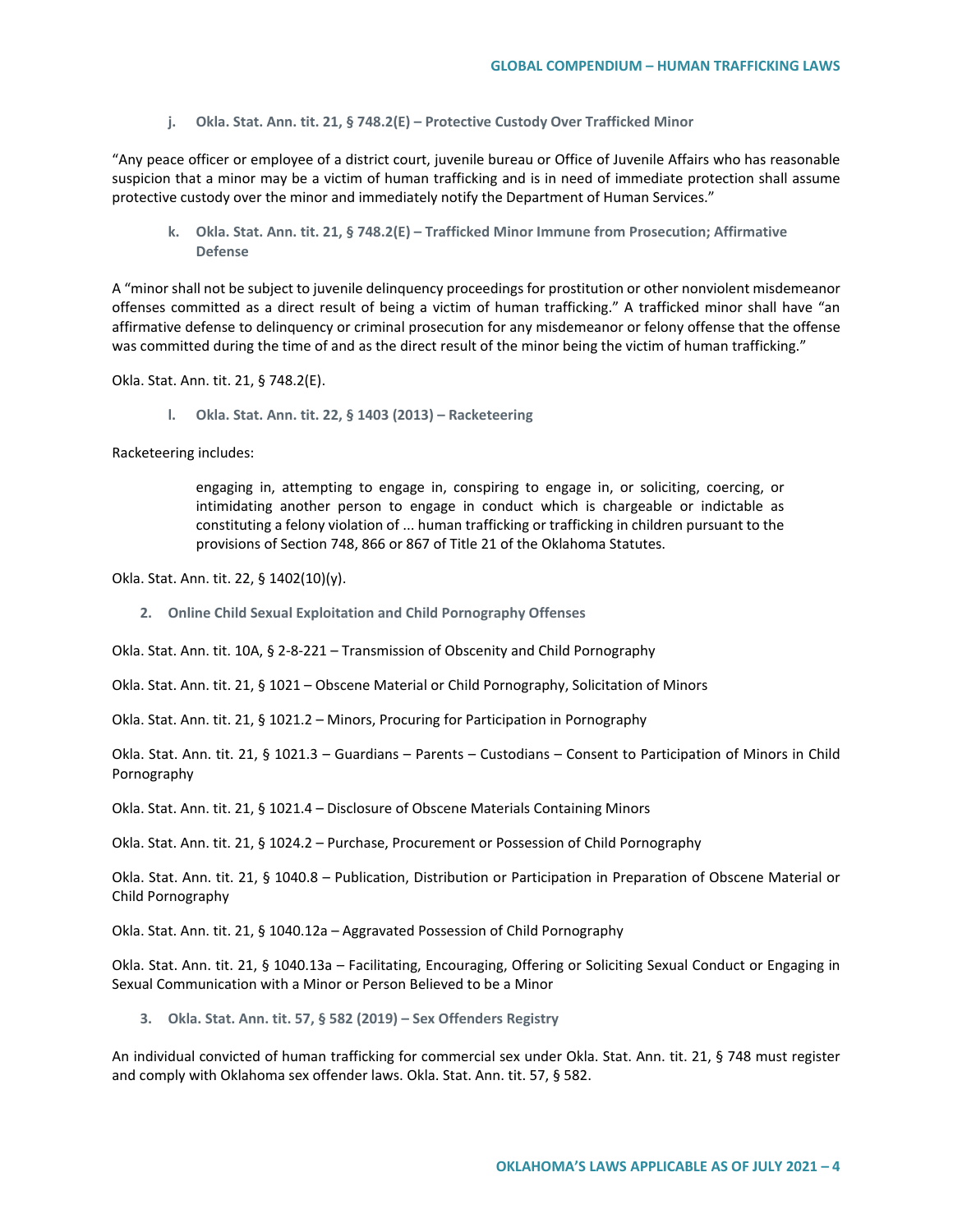#### j. Okla. Stat. Ann. tit. 21, § 748.2(E) – Protective Custody Over Trafficked Minor

"Any peace officer or employee of a district court, juvenile bureau or Office of Juvenile Affairs who has reasonable suspicion that a minor may be a victim of human trafficking and is in need of immediate protection shall assume protective custody over the minor and immediately notify the Department of Human Services."

#### k. Okla. Stat. Ann. tit. 21, § 748.2(E) – Trafficked Minor Immune from Prosecution; Affirmative Defense

A "minor shall not be subject to juvenile delinquency proceedings for prostitution or other nonviolent misdemeanor offenses committed as a direct result of being a victim of human trafficking." A trafficked minor shall have "an affirmative defense to delinquency or criminal prosecution for any misdemeanor or felony offense that the offense was committed during the time of and as the direct result of the minor being the victim of human trafficking."

Okla. Stat. Ann. tit. 21, § 748.2(E).

#### l. Okla. Stat. Ann. tit. 22, § 1403 (2013) – Racketeering

Racketeering includes:

> engaging in, attempting to engage in, conspiring to engage in, or soliciting, coercing, or intimidating another person to engage in conduct which is chargeable or indictable as constituting a felony violation of ... human trafficking or trafficking in children pursuant to the provisions of Section 748, 866 or 867 of Title 21 of the Oklahoma Statutes.

Okla. Stat. Ann. tit. 22, § 1402(10)(y).

### 2. Online Child Sexual Exploitation and Child Pornography Offenses

Okla. Stat. Ann. tit. 10A, § 2-8-221 – Transmission of Obscenity and Child Pornography

Okla. Stat. Ann. tit. 21, § 1021 – Obscene Material or Child Pornography, Solicitation of Minors

Okla. Stat. Ann. tit. 21, § 1021.2 – Minors, Procuring for Participation in Pornography

Okla. Stat. Ann. tit. 21, § 1021.3 – Guardians – Parents – Custodians – Consent to Participation of Minors in Child Pornography

Okla. Stat. Ann. tit. 21, § 1021.4 – Disclosure of Obscene Materials Containing Minors

Okla. Stat. Ann. tit. 21, § 1024.2 – Purchase, Procurement or Possession of Child Pornography

Okla. Stat. Ann. tit. 21, § 1040.8 – Publication, Distribution or Participation in Preparation of Obscene Material or Child Pornography

Okla. Stat. Ann. tit. 21, § 1040.12a – Aggravated Possession of Child Pornography

Okla. Stat. Ann. tit. 21, § 1040.13a – Facilitating, Encouraging, Offering or Soliciting Sexual Conduct or Engaging in Sexual Communication with a Minor or Person Believed to be a Minor

### 3. Okla. Stat. Ann. tit. 57, § 582 (2019) – Sex Offenders Registry

An individual convicted of human trafficking for commercial sex under Okla. Stat. Ann. tit. 21, § 748 must register and comply with Oklahoma sex offender laws. Okla. Stat. Ann. tit. 57, § 582.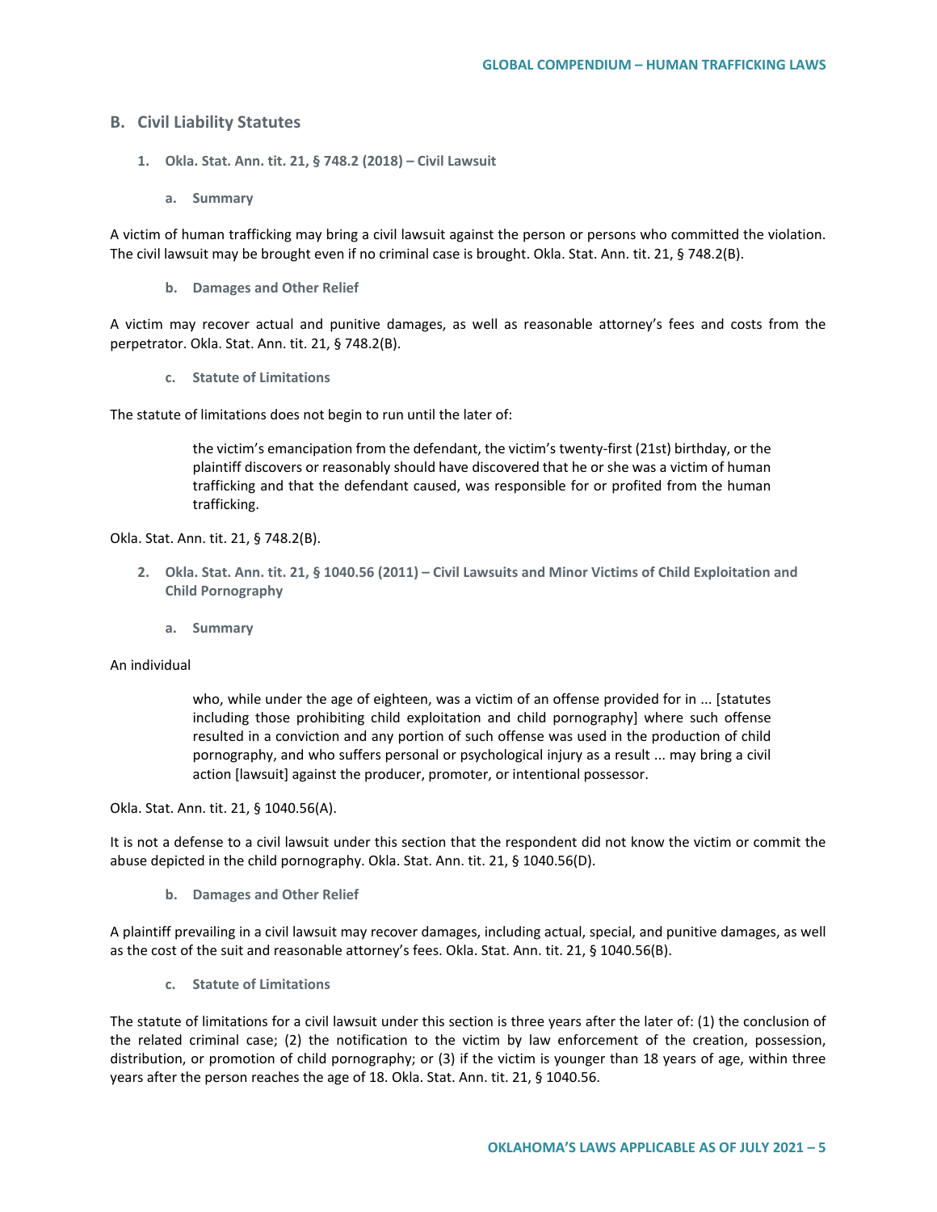## B. Civil Liability Statutes

### 1. Okla. Stat. Ann. tit. 21, § 748.2 (2018) – Civil Lawsuit

#### a. Summary

A victim of human trafficking may bring a civil lawsuit against the person or persons who committed the violation. The civil lawsuit may be brought even if no criminal case is brought. Okla. Stat. Ann. tit. 21, § 748.2(B).

#### b. Damages and Other Relief

A victim may recover actual and punitive damages, as well as reasonable attorney's fees and costs from the perpetrator. Okla. Stat. Ann. tit. 21, § 748.2(B).

#### c. Statute of Limitations

The statute of limitations does not begin to run until the later of:

> the victim's emancipation from the defendant, the victim's twenty-first (21st) birthday, or the plaintiff discovers or reasonably should have discovered that he or she was a victim of human trafficking and that the defendant caused, was responsible for or profited from the human trafficking.

Okla. Stat. Ann. tit. 21, § 748.2(B).

### 2. Okla. Stat. Ann. tit. 21, § 1040.56 (2011) – Civil Lawsuits and Minor Victims of Child Exploitation and Child Pornography

#### a. Summary

An individual

> who, while under the age of eighteen, was a victim of an offense provided for in ... [statutes including those prohibiting child exploitation and child pornography] where such offense resulted in a conviction and any portion of such offense was used in the production of child pornography, and who suffers personal or psychological injury as a result ... may bring a civil action [lawsuit] against the producer, promoter, or intentional possessor.

Okla. Stat. Ann. tit. 21, § 1040.56(A).

It is not a defense to a civil lawsuit under this section that the respondent did not know the victim or commit the abuse depicted in the child pornography. Okla. Stat. Ann. tit. 21, § 1040.56(D).

#### b. Damages and Other Relief

A plaintiff prevailing in a civil lawsuit may recover damages, including actual, special, and punitive damages, as well as the cost of the suit and reasonable attorney's fees. Okla. Stat. Ann. tit. 21, § 1040.56(B).

#### c. Statute of Limitations

The statute of limitations for a civil lawsuit under this section is three years after the later of: (1) the conclusion of the related criminal case; (2) the notification to the victim by law enforcement of the creation, possession, distribution, or promotion of child pornography; or (3) if the victim is younger than 18 years of age, within three years after the person reaches the age of 18. Okla. Stat. Ann. tit. 21, § 1040.56.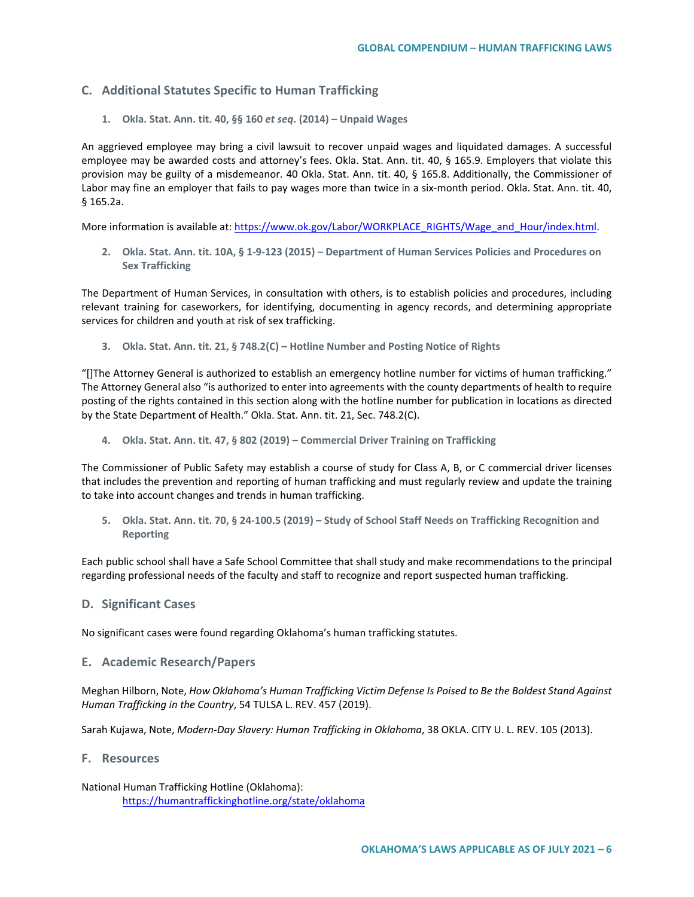## C. Additional Statutes Specific to Human Trafficking

### 1. Okla. Stat. Ann. tit. 40, §§ 160 *et seq*. (2014) – Unpaid Wages

An aggrieved employee may bring a civil lawsuit to recover unpaid wages and liquidated damages. A successful employee may be awarded costs and attorney's fees. Okla. Stat. Ann. tit. 40, § 165.9. Employers that violate this provision may be guilty of a misdemeanor. 40 Okla. Stat. Ann. tit. 40, § 165.8. Additionally, the Commissioner of Labor may fine an employer that fails to pay wages more than twice in a six-month period. Okla. Stat. Ann. tit. 40, § 165.2a.

More information is available at: https://www.ok.gov/Labor/WORKPLACE_RIGHTS/Wage_and_Hour/index.html.

### 2. Okla. Stat. Ann. tit. 10A, § 1-9-123 (2015) – Department of Human Services Policies and Procedures on Sex Trafficking

The Department of Human Services, in consultation with others, is to establish policies and procedures, including relevant training for caseworkers, for identifying, documenting in agency records, and determining appropriate services for children and youth at risk of sex trafficking.

### 3. Okla. Stat. Ann. tit. 21, § 748.2(C) – Hotline Number and Posting Notice of Rights

"[]The Attorney General is authorized to establish an emergency hotline number for victims of human trafficking." The Attorney General also "is authorized to enter into agreements with the county departments of health to require posting of the rights contained in this section along with the hotline number for publication in locations as directed by the State Department of Health." Okla. Stat. Ann. tit. 21, Sec. 748.2(C).

### 4. Okla. Stat. Ann. tit. 47, § 802 (2019) – Commercial Driver Training on Trafficking

The Commissioner of Public Safety may establish a course of study for Class A, B, or C commercial driver licenses that includes the prevention and reporting of human trafficking and must regularly review and update the training to take into account changes and trends in human trafficking.

### 5. Okla. Stat. Ann. tit. 70, § 24-100.5 (2019) – Study of School Staff Needs on Trafficking Recognition and Reporting

Each public school shall have a Safe School Committee that shall study and make recommendations to the principal regarding professional needs of the faculty and staff to recognize and report suspected human trafficking.

## D. Significant Cases

No significant cases were found regarding Oklahoma's human trafficking statutes.

## E. Academic Research/Papers

Meghan Hilborn, Note, *How Oklahoma's Human Trafficking Victim Defense Is Poised to Be the Boldest Stand Against Human Trafficking in the Country*, 54 TULSA L. REV. 457 (2019).

Sarah Kujawa, Note, *Modern-Day Slavery: Human Trafficking in Oklahoma*, 38 OKLA. CITY U. L. REV. 105 (2013).

## F. Resources

National Human Trafficking Hotline (Oklahoma):
https://humantraffickinghotline.org/state/oklahoma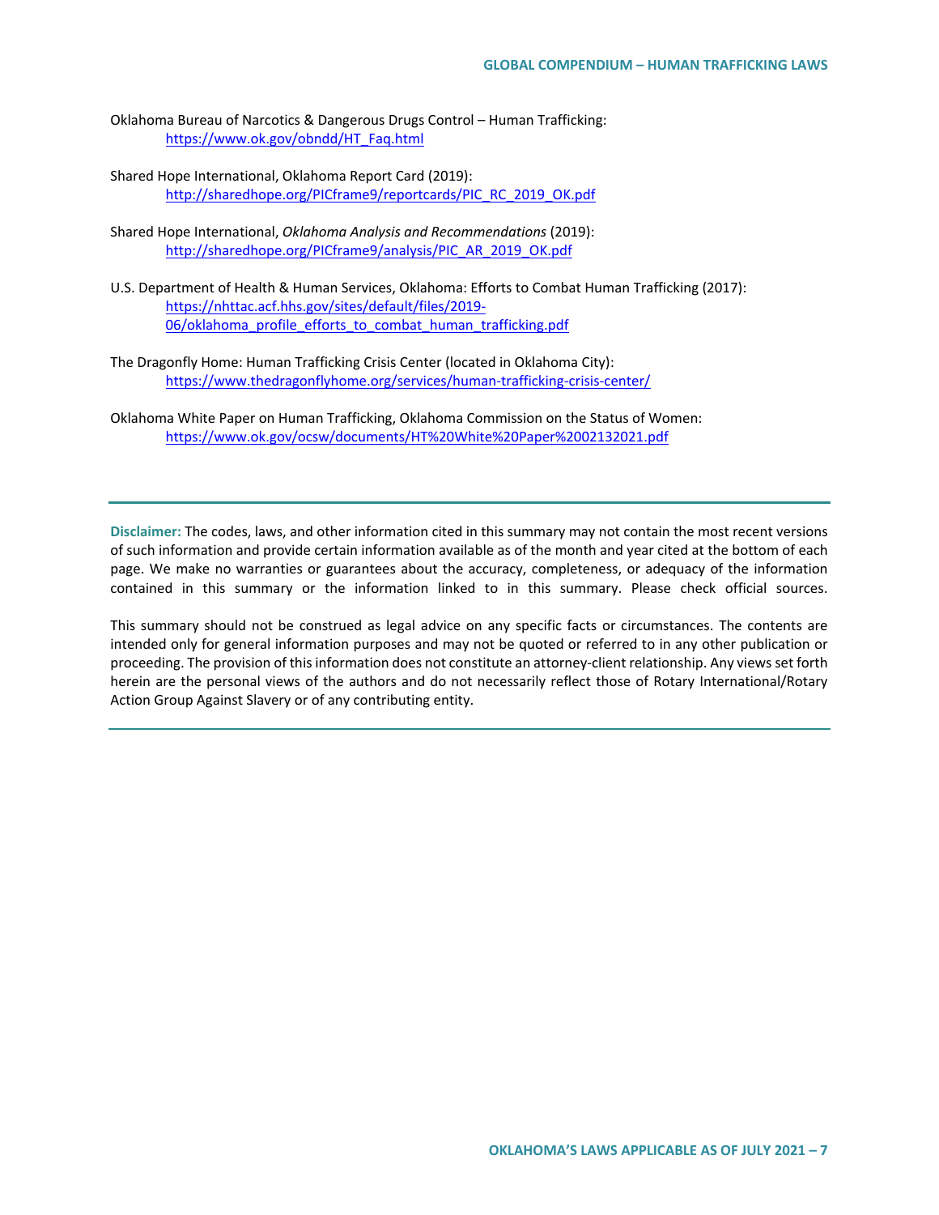Oklahoma Bureau of Narcotics & Dangerous Drugs Control – Human Trafficking:
https://www.ok.gov/obndd/HT_Faq.html

Shared Hope International, Oklahoma Report Card (2019):
http://sharedhope.org/PICframe9/reportcards/PIC_RC_2019_OK.pdf

Shared Hope International, *Oklahoma Analysis and Recommendations* (2019):
http://sharedhope.org/PICframe9/analysis/PIC_AR_2019_OK.pdf

U.S. Department of Health & Human Services, Oklahoma: Efforts to Combat Human Trafficking (2017):
https://nhttac.acf.hhs.gov/sites/default/files/2019-06/oklahoma_profile_efforts_to_combat_human_trafficking.pdf

The Dragonfly Home: Human Trafficking Crisis Center (located in Oklahoma City):
https://www.thedragonflyhome.org/services/human-trafficking-crisis-center/

Oklahoma White Paper on Human Trafficking, Oklahoma Commission on the Status of Women:
https://www.ok.gov/ocsw/documents/HT%20White%20Paper%2002132021.pdf

---

**Disclaimer:** The codes, laws, and other information cited in this summary may not contain the most recent versions of such information and provide certain information available as of the month and year cited at the bottom of each page. We make no warranties or guarantees about the accuracy, completeness, or adequacy of the information contained in this summary or the information linked to in this summary. Please check official sources.

This summary should not be construed as legal advice on any specific facts or circumstances. The contents are intended only for general information purposes and may not be quoted or referred to in any other publication or proceeding. The provision of this information does not constitute an attorney-client relationship. Any views set forth herein are the personal views of the authors and do not necessarily reflect those of Rotary International/Rotary Action Group Against Slavery or of any contributing entity.

---